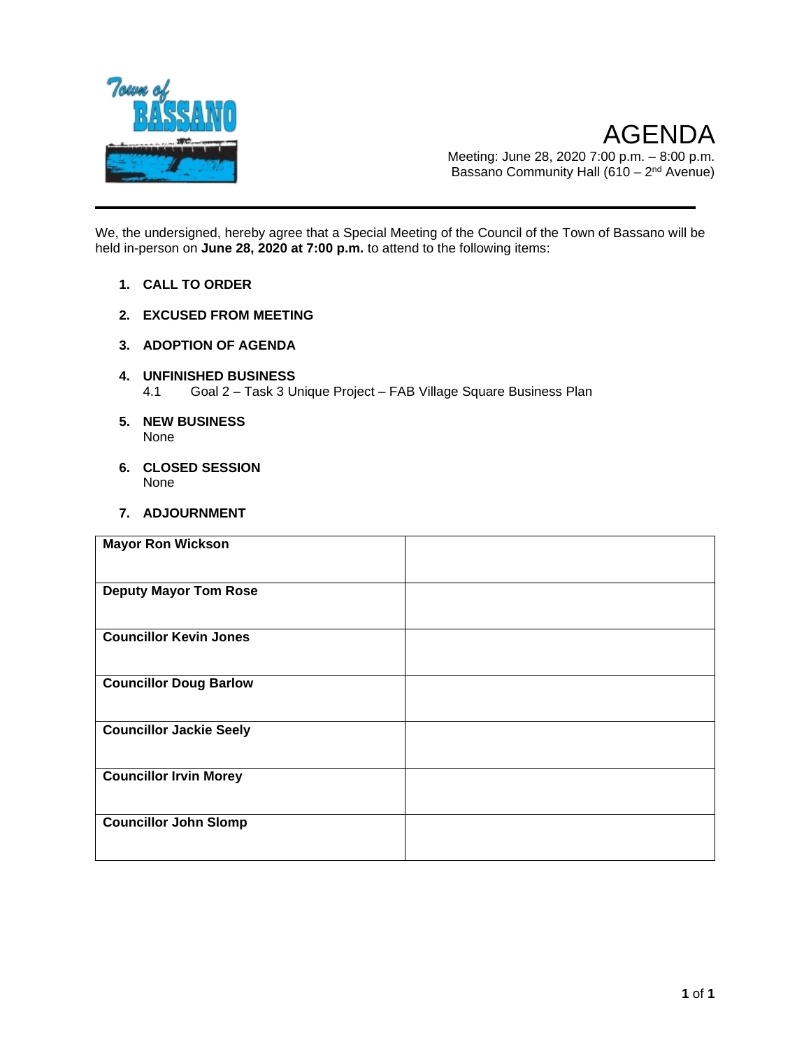# AGENDA

Meeting: June 28, 2020 7:00 p.m. – 8:00 p.m.
Bassano Community Hall (610 – 2nd Avenue)

---

We, the undersigned, hereby agree that a Special Meeting of the Council of the Town of Bassano will be held in-person on **June 28, 2020 at 7:00 p.m.** to attend to the following items:

1. **CALL TO ORDER**

2. **EXCUSED FROM MEETING**

3. **ADOPTION OF AGENDA**

4. **UNFINISHED BUSINESS**
   4.1 Goal 2 – Task 3 Unique Project – FAB Village Square Business Plan

5. **NEW BUSINESS**
   None

6. **CLOSED SESSION**
   None

7. **ADJOURNMENT**

| | |
|---|---|
| **Mayor Ron Wickson** | |
| **Deputy Mayor Tom Rose** | |
| **Councillor Kevin Jones** | |
| **Councillor Doug Barlow** | |
| **Councillor Jackie Seely** | |
| **Councillor Irvin Morey** | |
| **Councillor John Slomp** | |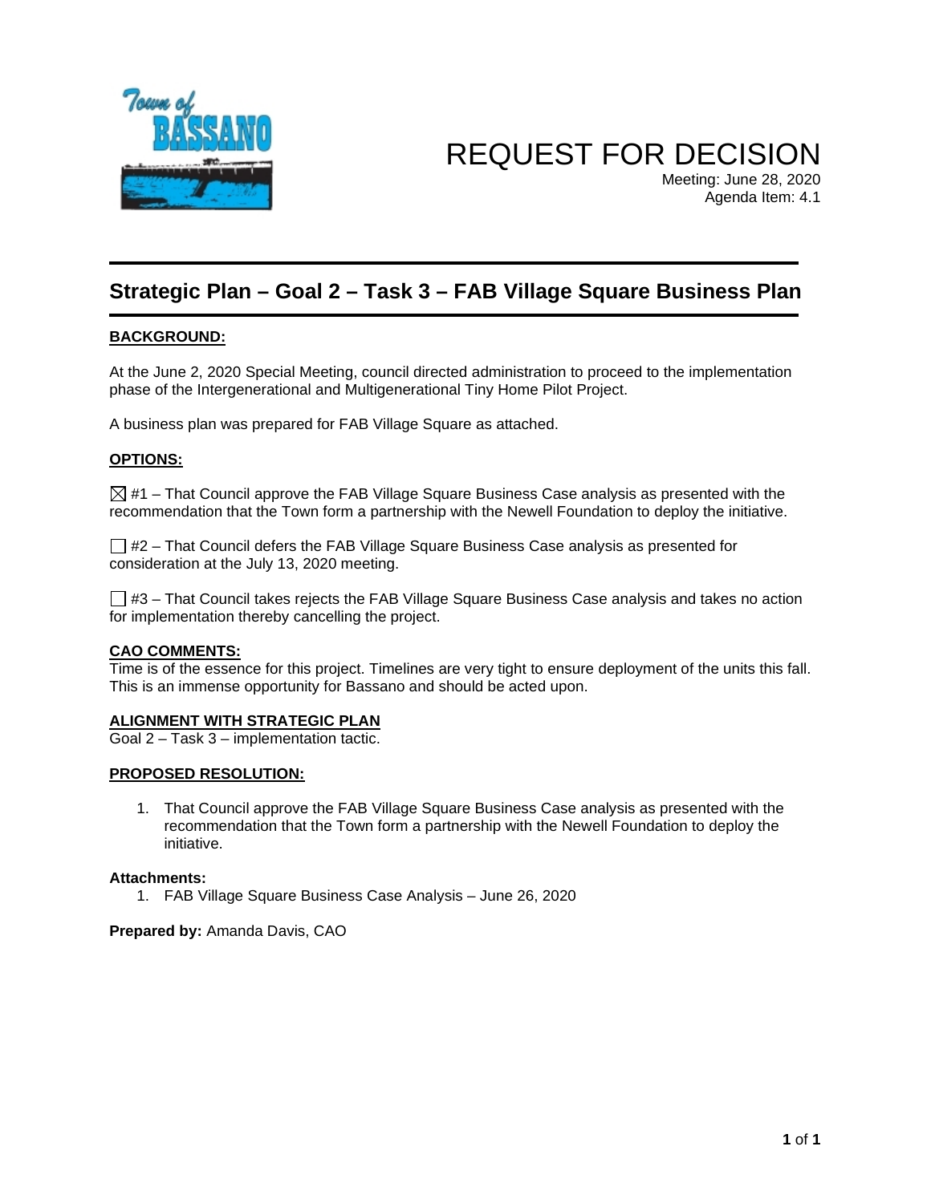# REQUEST FOR DECISION

Meeting: June 28, 2020
Agenda Item: 4.1

## Strategic Plan – Goal 2 – Task 3 – FAB Village Square Business Plan

**BACKGROUND:**

At the June 2, 2020 Special Meeting, council directed administration to proceed to the implementation phase of the Intergenerational and Multigenerational Tiny Home Pilot Project.

A business plan was prepared for FAB Village Square as attached.

**OPTIONS:**

☒ #1 – That Council approve the FAB Village Square Business Case analysis as presented with the recommendation that the Town form a partnership with the Newell Foundation to deploy the initiative.

☐ #2 – That Council defers the FAB Village Square Business Case analysis as presented for consideration at the July 13, 2020 meeting.

☐ #3 – That Council takes rejects the FAB Village Square Business Case analysis and takes no action for implementation thereby cancelling the project.

**CAO COMMENTS:**

Time is of the essence for this project. Timelines are very tight to ensure deployment of the units this fall. This is an immense opportunity for Bassano and should be acted upon.

**ALIGNMENT WITH STRATEGIC PLAN**

Goal 2 – Task 3 – implementation tactic.

**PROPOSED RESOLUTION:**

1. That Council approve the FAB Village Square Business Case analysis as presented with the recommendation that the Town form a partnership with the Newell Foundation to deploy the initiative.

**Attachments:**

1. FAB Village Square Business Case Analysis – June 26, 2020

**Prepared by:** Amanda Davis, CAO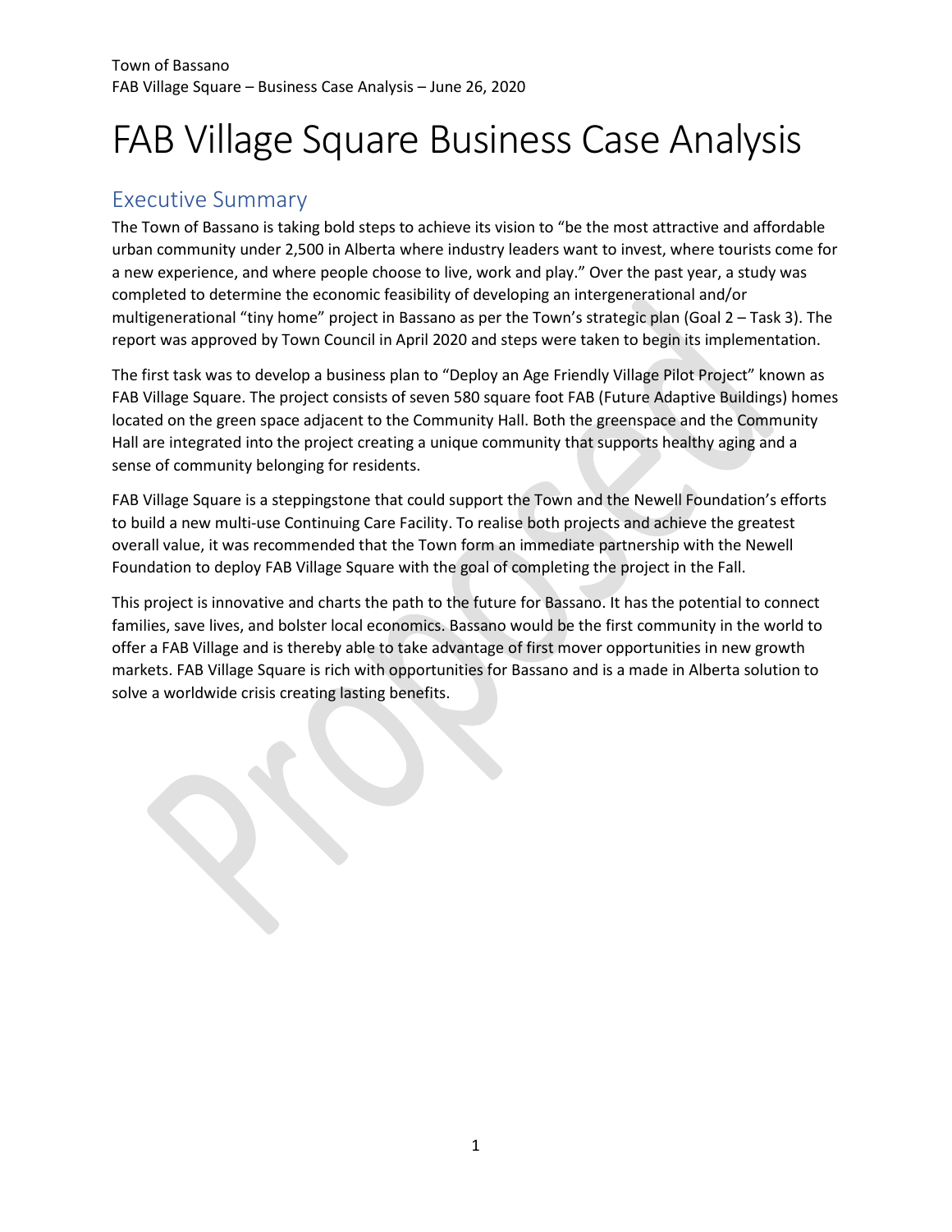# FAB Village Square Business Case Analysis

## Executive Summary

The Town of Bassano is taking bold steps to achieve its vision to "be the most attractive and affordable urban community under 2,500 in Alberta where industry leaders want to invest, where tourists come for a new experience, and where people choose to live, work and play." Over the past year, a study was completed to determine the economic feasibility of developing an intergenerational and/or multigenerational "tiny home" project in Bassano as per the Town's strategic plan (Goal 2 – Task 3). The report was approved by Town Council in April 2020 and steps were taken to begin its implementation.

The first task was to develop a business plan to "Deploy an Age Friendly Village Pilot Project" known as FAB Village Square. The project consists of seven 580 square foot FAB (Future Adaptive Buildings) homes located on the green space adjacent to the Community Hall. Both the greenspace and the Community Hall are integrated into the project creating a unique community that supports healthy aging and a sense of community belonging for residents.

FAB Village Square is a steppingstone that could support the Town and the Newell Foundation's efforts to build a new multi-use Continuing Care Facility. To realise both projects and achieve the greatest overall value, it was recommended that the Town form an immediate partnership with the Newell Foundation to deploy FAB Village Square with the goal of completing the project in the Fall.

This project is innovative and charts the path to the future for Bassano. It has the potential to connect families, save lives, and bolster local economics. Bassano would be the first community in the world to offer a FAB Village and is thereby able to take advantage of first mover opportunities in new growth markets. FAB Village Square is rich with opportunities for Bassano and is a made in Alberta solution to solve a worldwide crisis creating lasting benefits.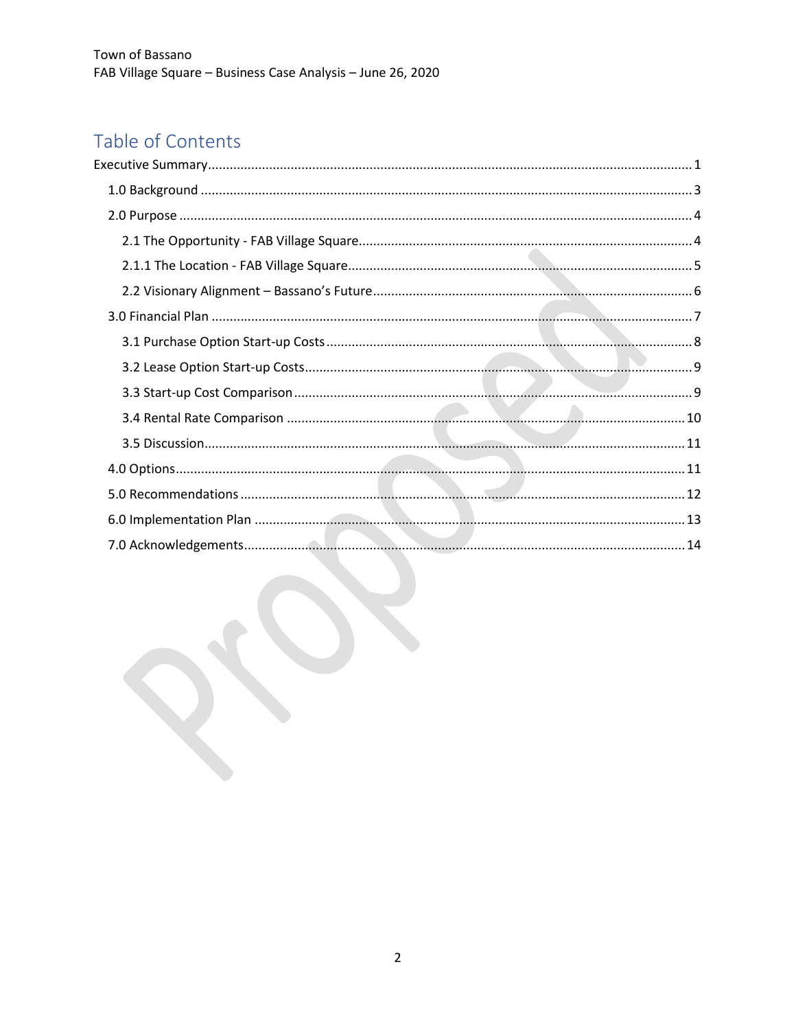# Table of Contents

Executive Summary ..................................................................................................................... 1

- 1.0 Background ....................................................................................................................... 3
- 2.0 Purpose ............................................................................................................................. 4
  - 2.1 The Opportunity - FAB Village Square ........................................................................... 4
  - 2.1.1 The Location - FAB Village Square ............................................................................... 5
  - 2.2 Visionary Alignment – Bassano's Future ........................................................................ 6
- 3.0 Financial Plan .................................................................................................................... 7
  - 3.1 Purchase Option Start-up Costs ..................................................................................... 8
  - 3.2 Lease Option Start-up Costs ........................................................................................... 9
  - 3.3 Start-up Cost Comparison ............................................................................................. 9
  - 3.4 Rental Rate Comparison .............................................................................................. 10
  - 3.5 Discussion .................................................................................................................... 11
- 4.0 Options ........................................................................................................................... 11
- 5.0 Recommendations .......................................................................................................... 12
- 6.0 Implementation Plan ...................................................................................................... 13
- 7.0 Acknowledgements ......................................................................................................... 14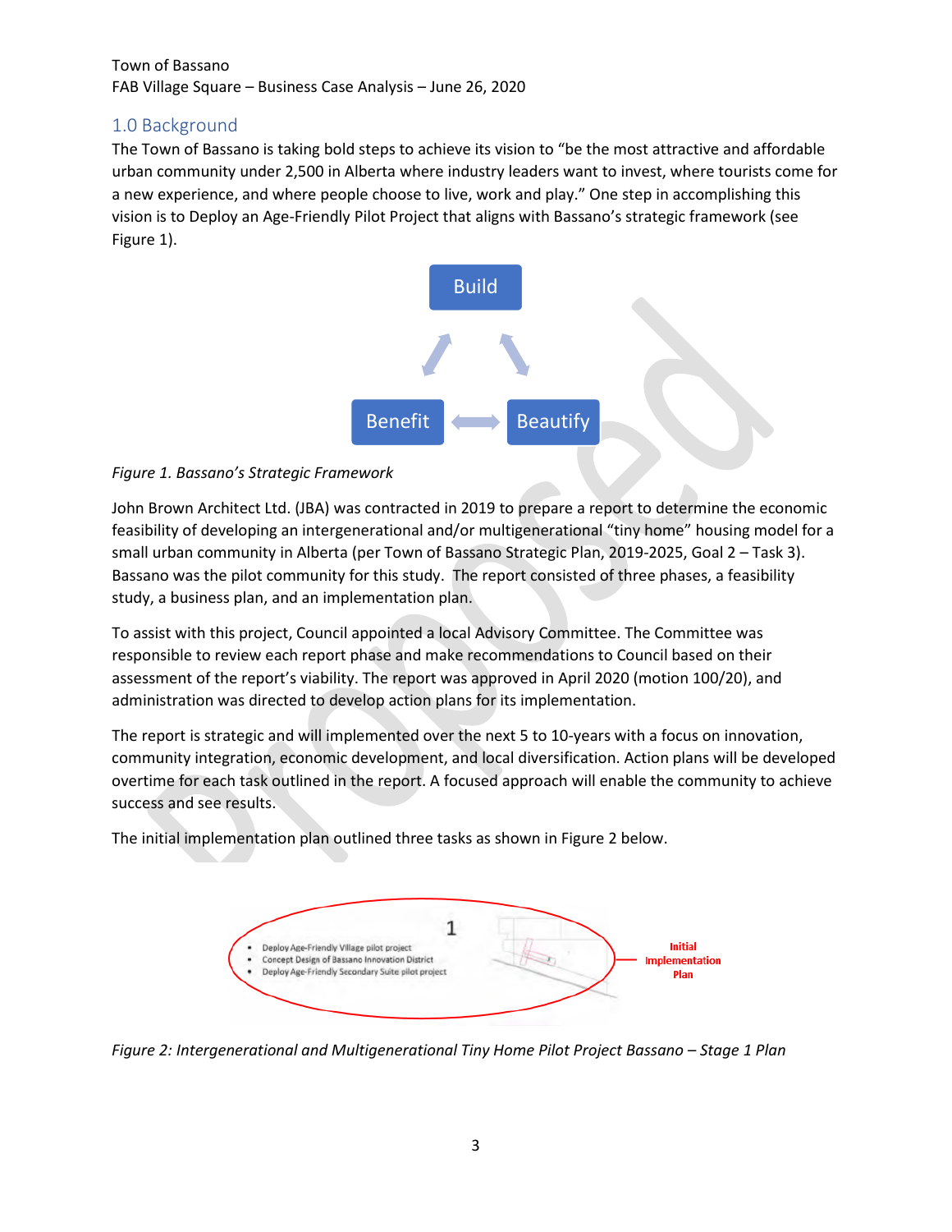## 1.0 Background

The Town of Bassano is taking bold steps to achieve its vision to "be the most attractive and affordable urban community under 2,500 in Alberta where industry leaders want to invest, where tourists come for a new experience, and where people choose to live, work and play." One step in accomplishing this vision is to Deploy an Age-Friendly Pilot Project that aligns with Bassano's strategic framework (see Figure 1).

Build

Benefit ⟷ Beautify

*Figure 1. Bassano's Strategic Framework*

John Brown Architect Ltd. (JBA) was contracted in 2019 to prepare a report to determine the economic feasibility of developing an intergenerational and/or multigenerational "tiny home" housing model for a small urban community in Alberta (per Town of Bassano Strategic Plan, 2019-2025, Goal 2 – Task 3). Bassano was the pilot community for this study. The report consisted of three phases, a feasibility study, a business plan, and an implementation plan.

To assist with this project, Council appointed a local Advisory Committee. The Committee was responsible to review each report phase and make recommendations to Council based on their assessment of the report's viability. The report was approved in April 2020 (motion 100/20), and administration was directed to develop action plans for its implementation.

The report is strategic and will implemented over the next 5 to 10-years with a focus on innovation, community integration, economic development, and local diversification. Action plans will be developed overtime for each task outlined in the report. A focused approach will enable the community to achieve success and see results.

The initial implementation plan outlined three tasks as shown in Figure 2 below.

1

- Deploy Age-Friendly Village pilot project
- Concept Design of Bassano Innovation District
- Deploy Age-Friendly Secondary Suite pilot project

Initial Implementation Plan

*Figure 2: Intergenerational and Multigenerational Tiny Home Pilot Project Bassano – Stage 1 Plan*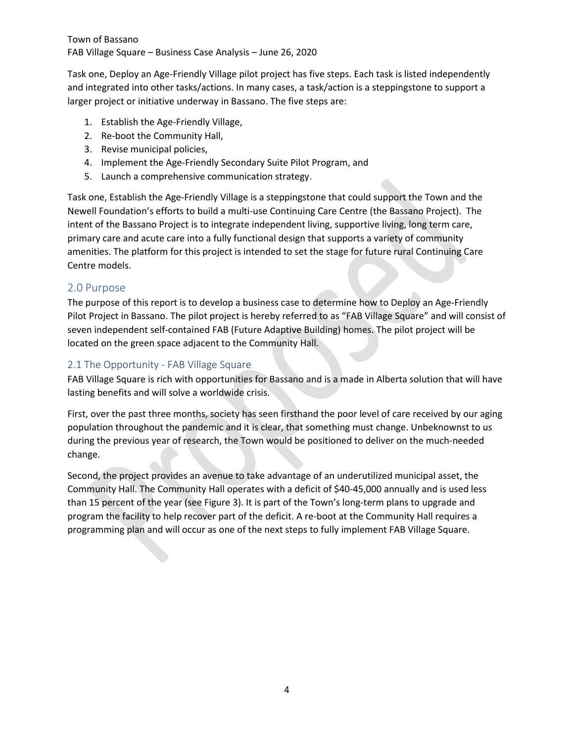Task one, Deploy an Age-Friendly Village pilot project has five steps. Each task is listed independently and integrated into other tasks/actions. In many cases, a task/action is a steppingstone to support a larger project or initiative underway in Bassano. The five steps are:

1. Establish the Age-Friendly Village,
2. Re-boot the Community Hall,
3. Revise municipal policies,
4. Implement the Age-Friendly Secondary Suite Pilot Program, and
5. Launch a comprehensive communication strategy.

Task one, Establish the Age-Friendly Village is a steppingstone that could support the Town and the Newell Foundation's efforts to build a multi-use Continuing Care Centre (the Bassano Project). The intent of the Bassano Project is to integrate independent living, supportive living, long term care, primary care and acute care into a fully functional design that supports a variety of community amenities. The platform for this project is intended to set the stage for future rural Continuing Care Centre models.

## 2.0 Purpose

The purpose of this report is to develop a business case to determine how to Deploy an Age-Friendly Pilot Project in Bassano. The pilot project is hereby referred to as "FAB Village Square" and will consist of seven independent self-contained FAB (Future Adaptive Building) homes. The pilot project will be located on the green space adjacent to the Community Hall.

### 2.1 The Opportunity - FAB Village Square

FAB Village Square is rich with opportunities for Bassano and is a made in Alberta solution that will have lasting benefits and will solve a worldwide crisis.

First, over the past three months, society has seen firsthand the poor level of care received by our aging population throughout the pandemic and it is clear, that something must change. Unbeknownst to us during the previous year of research, the Town would be positioned to deliver on the much-needed change.

Second, the project provides an avenue to take advantage of an underutilized municipal asset, the Community Hall. The Community Hall operates with a deficit of $40-45,000 annually and is used less than 15 percent of the year (see Figure 3). It is part of the Town's long-term plans to upgrade and program the facility to help recover part of the deficit. A re-boot at the Community Hall requires a programming plan and will occur as one of the next steps to fully implement FAB Village Square.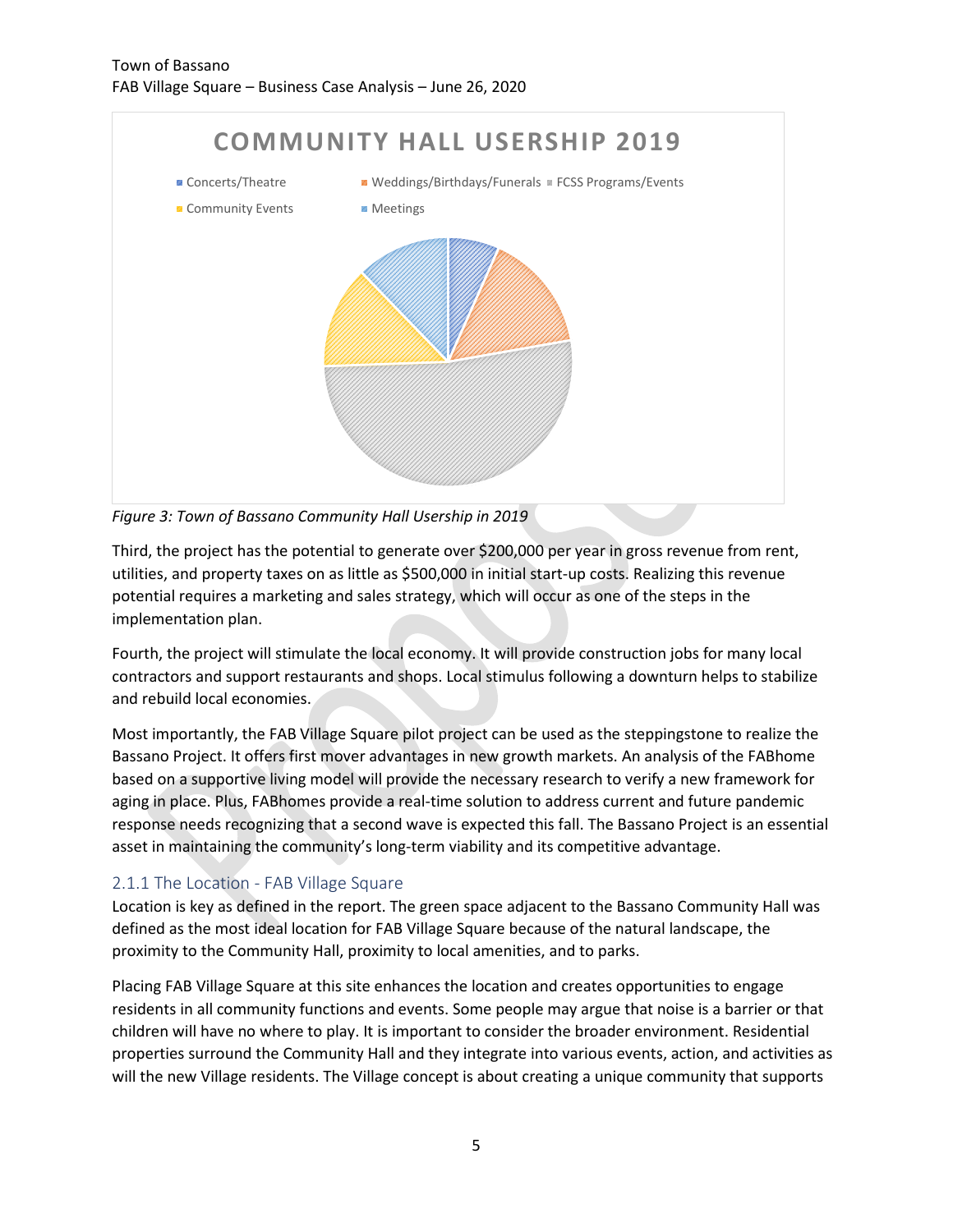**COMMUNITY HALL USERSHIP 2019**

- Concerts/Theatre
- Weddings/Birthdays/Funerals
- FCSS Programs/Events
- Community Events
- Meetings

*Figure 3: Town of Bassano Community Hall Usership in 2019*

Third, the project has the potential to generate over $200,000 per year in gross revenue from rent, utilities, and property taxes on as little as $500,000 in initial start-up costs. Realizing this revenue potential requires a marketing and sales strategy, which will occur as one of the steps in the implementation plan.

Fourth, the project will stimulate the local economy. It will provide construction jobs for many local contractors and support restaurants and shops. Local stimulus following a downturn helps to stabilize and rebuild local economies.

Most importantly, the FAB Village Square pilot project can be used as the steppingstone to realize the Bassano Project. It offers first mover advantages in new growth markets. An analysis of the FABhome based on a supportive living model will provide the necessary research to verify a new framework for aging in place. Plus, FABhomes provide a real-time solution to address current and future pandemic response needs recognizing that a second wave is expected this fall. The Bassano Project is an essential asset in maintaining the community's long-term viability and its competitive advantage.

### 2.1.1 The Location - FAB Village Square

Location is key as defined in the report. The green space adjacent to the Bassano Community Hall was defined as the most ideal location for FAB Village Square because of the natural landscape, the proximity to the Community Hall, proximity to local amenities, and to parks.

Placing FAB Village Square at this site enhances the location and creates opportunities to engage residents in all community functions and events. Some people may argue that noise is a barrier or that children will have no where to play. It is important to consider the broader environment. Residential properties surround the Community Hall and they integrate into various events, action, and activities as will the new Village residents. The Village concept is about creating a unique community that supports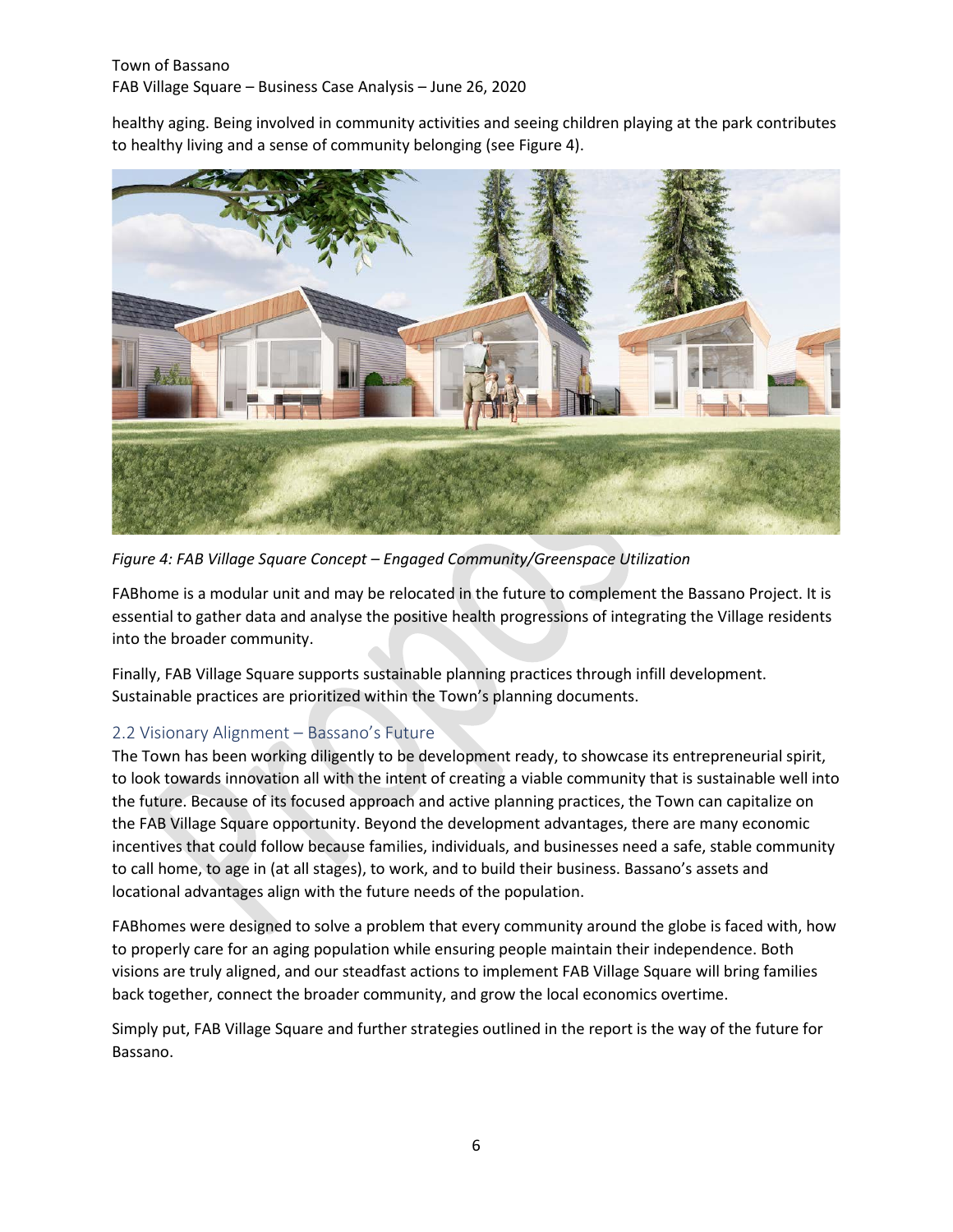healthy aging. Being involved in community activities and seeing children playing at the park contributes to healthy living and a sense of community belonging (see Figure 4).

*Figure 4: FAB Village Square Concept – Engaged Community/Greenspace Utilization*

FABhome is a modular unit and may be relocated in the future to complement the Bassano Project. It is essential to gather data and analyse the positive health progressions of integrating the Village residents into the broader community.

Finally, FAB Village Square supports sustainable planning practices through infill development. Sustainable practices are prioritized within the Town's planning documents.

## 2.2 Visionary Alignment – Bassano's Future

The Town has been working diligently to be development ready, to showcase its entrepreneurial spirit, to look towards innovation all with the intent of creating a viable community that is sustainable well into the future. Because of its focused approach and active planning practices, the Town can capitalize on the FAB Village Square opportunity. Beyond the development advantages, there are many economic incentives that could follow because families, individuals, and businesses need a safe, stable community to call home, to age in (at all stages), to work, and to build their business. Bassano's assets and locational advantages align with the future needs of the population.

FABhomes were designed to solve a problem that every community around the globe is faced with, how to properly care for an aging population while ensuring people maintain their independence. Both visions are truly aligned, and our steadfast actions to implement FAB Village Square will bring families back together, connect the broader community, and grow the local economics overtime.

Simply put, FAB Village Square and further strategies outlined in the report is the way of the future for Bassano.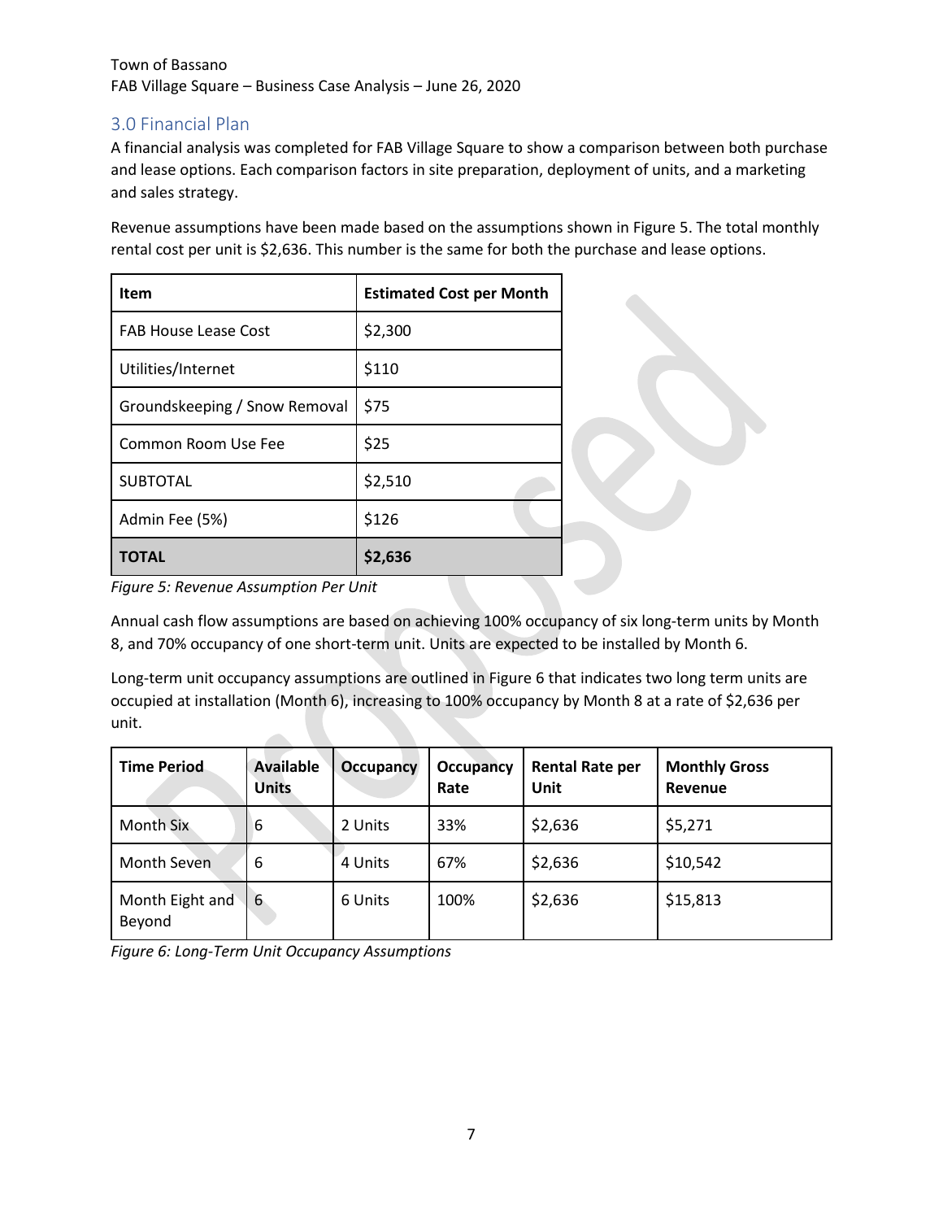## 3.0 Financial Plan

A financial analysis was completed for FAB Village Square to show a comparison between both purchase and lease options. Each comparison factors in site preparation, deployment of units, and a marketing and sales strategy.

Revenue assumptions have been made based on the assumptions shown in Figure 5. The total monthly rental cost per unit is $2,636. This number is the same for both the purchase and lease options.

| Item | Estimated Cost per Month |
|---|---|
| FAB House Lease Cost | $2,300 |
| Utilities/Internet | $110 |
| Groundskeeping / Snow Removal | $75 |
| Common Room Use Fee | $25 |
| SUBTOTAL | $2,510 |
| Admin Fee (5%) | $126 |
| **TOTAL** | **$2,636** |

*Figure 5: Revenue Assumption Per Unit*

Annual cash flow assumptions are based on achieving 100% occupancy of six long-term units by Month 8, and 70% occupancy of one short-term unit. Units are expected to be installed by Month 6.

Long-term unit occupancy assumptions are outlined in Figure 6 that indicates two long term units are occupied at installation (Month 6), increasing to 100% occupancy by Month 8 at a rate of $2,636 per unit.

| Time Period | Available Units | Occupancy | Occupancy Rate | Rental Rate per Unit | Monthly Gross Revenue |
|---|---|---|---|---|---|
| Month Six | 6 | 2 Units | 33% | $2,636 | $5,271 |
| Month Seven | 6 | 4 Units | 67% | $2,636 | $10,542 |
| Month Eight and Beyond | 6 | 6 Units | 100% | $2,636 | $15,813 |

*Figure 6: Long-Term Unit Occupancy Assumptions*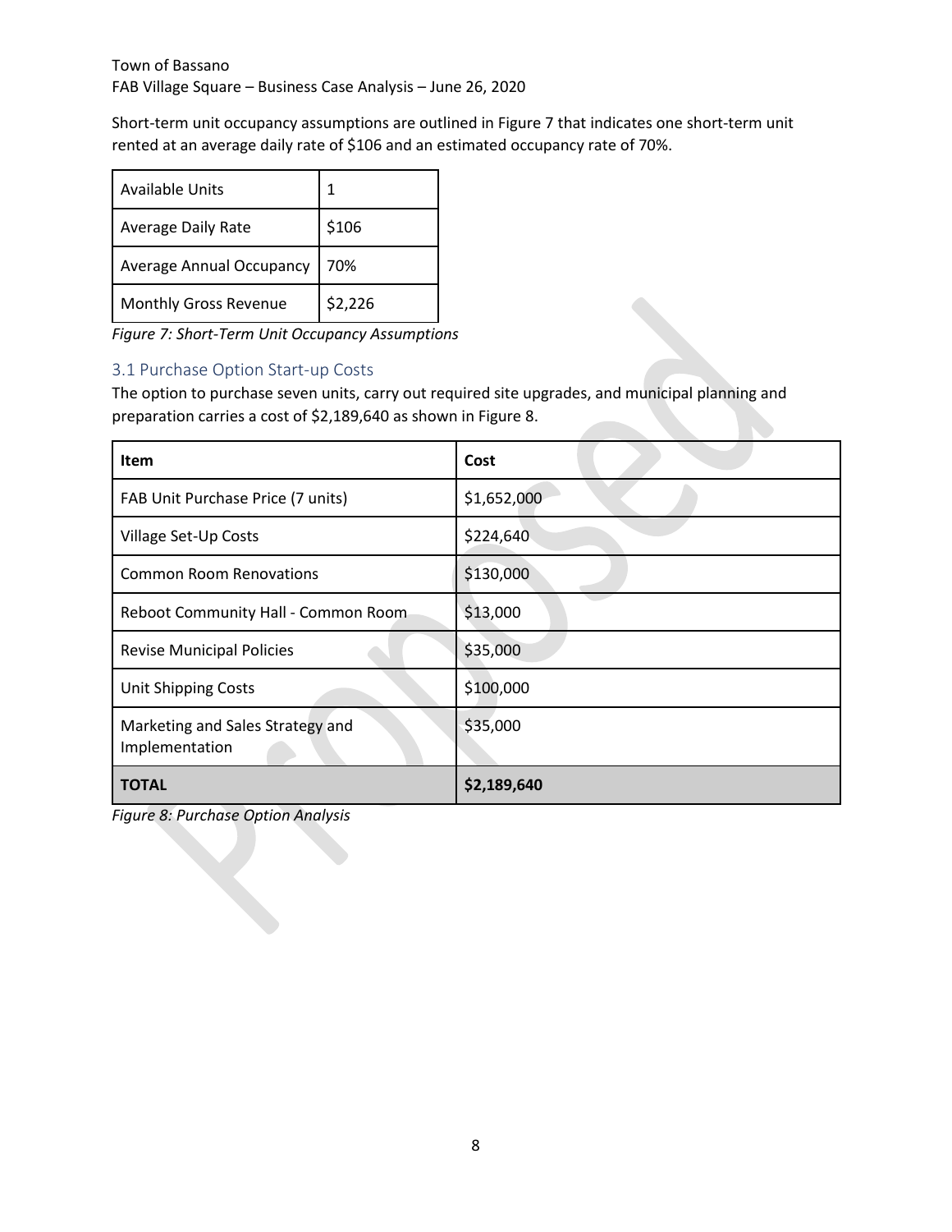Short-term unit occupancy assumptions are outlined in Figure 7 that indicates one short-term unit rented at an average daily rate of $106 and an estimated occupancy rate of 70%.

| Available Units | 1 |
|---|---|
| Average Daily Rate | $106 |
| Average Annual Occupancy | 70% |
| Monthly Gross Revenue | $2,226 |

*Figure 7: Short-Term Unit Occupancy Assumptions*

### 3.1 Purchase Option Start-up Costs

The option to purchase seven units, carry out required site upgrades, and municipal planning and preparation carries a cost of $2,189,640 as shown in Figure 8.

| Item | Cost |
|---|---|
| FAB Unit Purchase Price (7 units) | $1,652,000 |
| Village Set-Up Costs | $224,640 |
| Common Room Renovations | $130,000 |
| Reboot Community Hall - Common Room | $13,000 |
| Revise Municipal Policies | $35,000 |
| Unit Shipping Costs | $100,000 |
| Marketing and Sales Strategy and Implementation | $35,000 |
| **TOTAL** | **$2,189,640** |

*Figure 8: Purchase Option Analysis*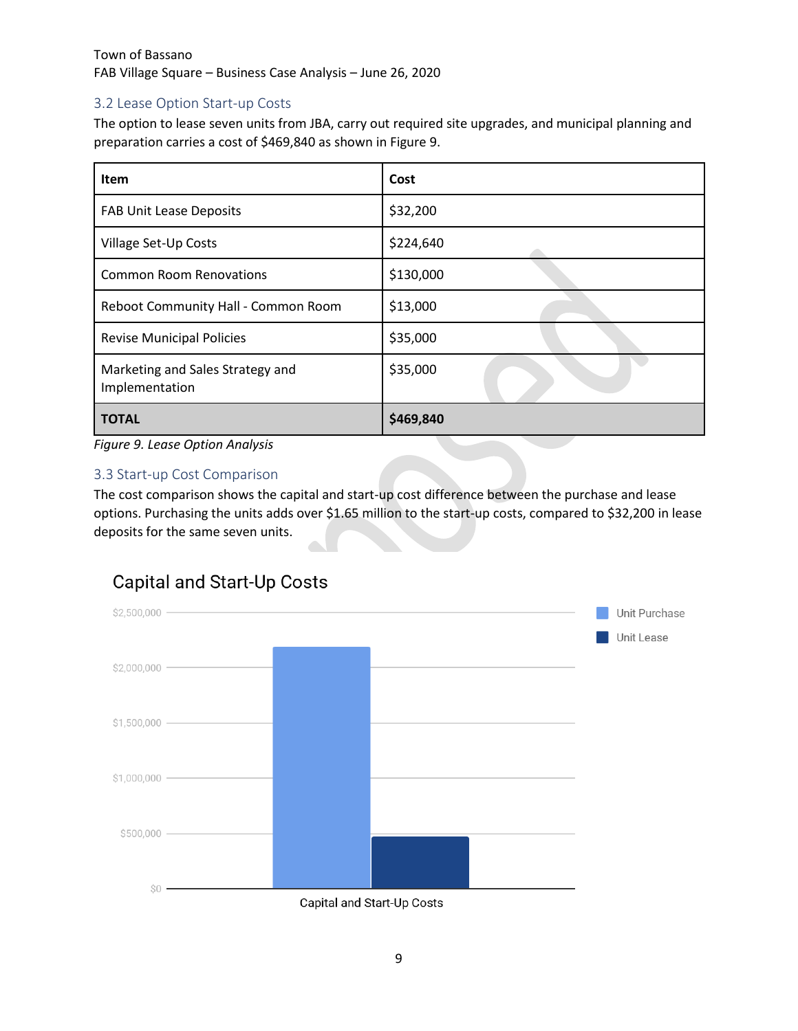## 3.2 Lease Option Start-up Costs

The option to lease seven units from JBA, carry out required site upgrades, and municipal planning and preparation carries a cost of $469,840 as shown in Figure 9.

| Item | Cost |
|---|---|
| FAB Unit Lease Deposits | $32,200 |
| Village Set-Up Costs | $224,640 |
| Common Room Renovations | $130,000 |
| Reboot Community Hall - Common Room | $13,000 |
| Revise Municipal Policies | $35,000 |
| Marketing and Sales Strategy and Implementation | $35,000 |
| **TOTAL** | **$469,840** |

*Figure 9. Lease Option Analysis*

## 3.3 Start-up Cost Comparison

The cost comparison shows the capital and start-up cost difference between the purchase and lease options. Purchasing the units adds over $1.65 million to the start-up costs, compared to $32,200 in lease deposits for the same seven units.

Capital and Start-Up Costs

$2,500,000
$2,000,000
$1,500,000
$1,000,000
$500,000
$0

Unit Purchase
Unit Lease

Capital and Start-Up Costs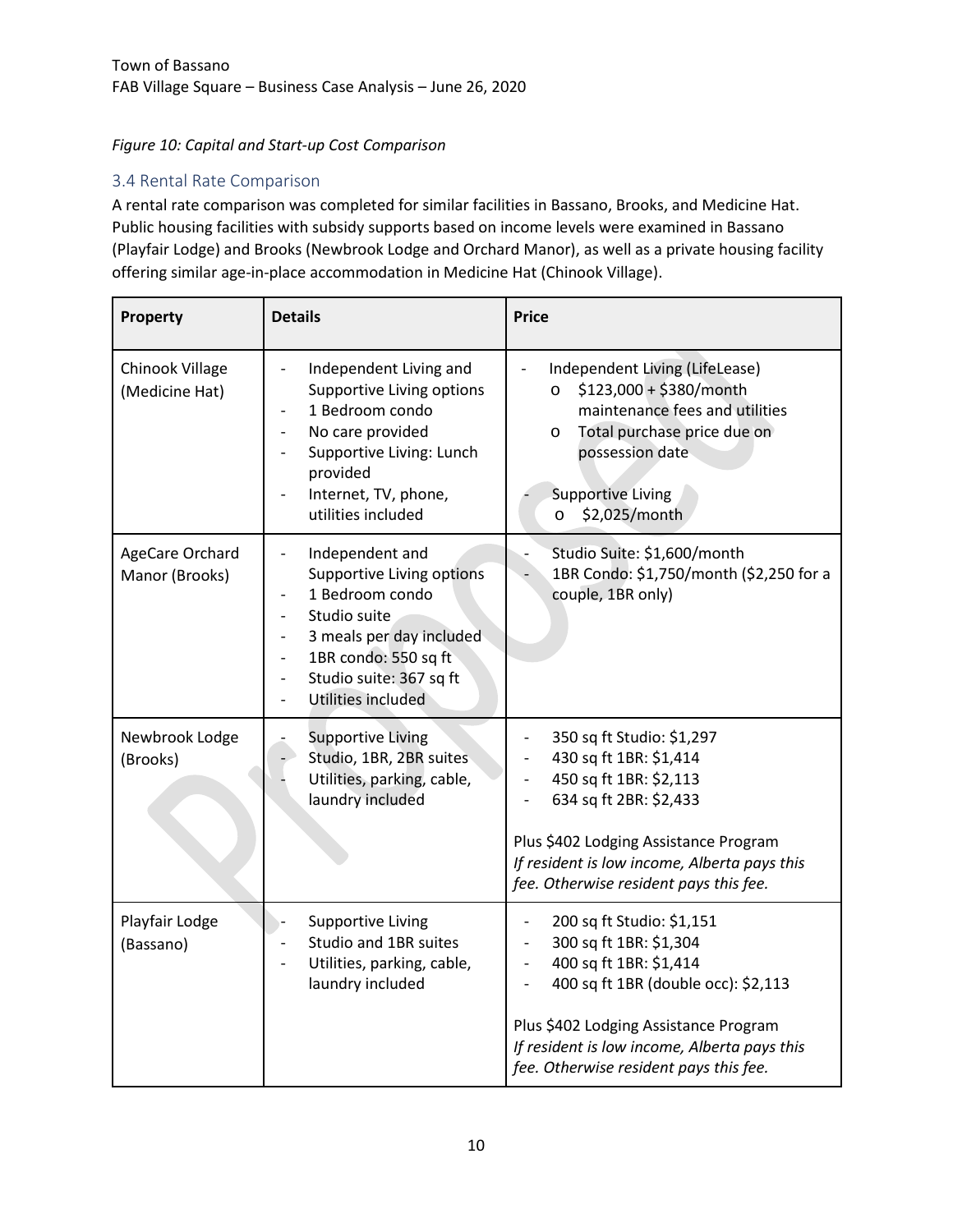*Figure 10: Capital and Start-up Cost Comparison*

### 3.4 Rental Rate Comparison

A rental rate comparison was completed for similar facilities in Bassano, Brooks, and Medicine Hat. Public housing facilities with subsidy supports based on income levels were examined in Bassano (Playfair Lodge) and Brooks (Newbrook Lodge and Orchard Manor), as well as a private housing facility offering similar age-in-place accommodation in Medicine Hat (Chinook Village).

| Property | Details | Price |
|---|---|---|
| Chinook Village (Medicine Hat) | - Independent Living and Supportive Living options<br>- 1 Bedroom condo<br>- No care provided<br>- Supportive Living: Lunch provided<br>- Internet, TV, phone, utilities included | - Independent Living (LifeLease)<br>&nbsp;&nbsp;o $123,000 + $380/month maintenance fees and utilities<br>&nbsp;&nbsp;o Total purchase price due on possession date<br><br>- Supportive Living<br>&nbsp;&nbsp;o $2,025/month |
| AgeCare Orchard Manor (Brooks) | - Independent and Supportive Living options<br>- 1 Bedroom condo<br>- Studio suite<br>- 3 meals per day included<br>- 1BR condo: 550 sq ft<br>- Studio suite: 367 sq ft<br>- Utilities included | - Studio Suite: $1,600/month<br>- 1BR Condo: $1,750/month ($2,250 for a couple, 1BR only) |
| Newbrook Lodge (Brooks) | - Supportive Living<br>- Studio, 1BR, 2BR suites<br>- Utilities, parking, cable, laundry included | - 350 sq ft Studio: $1,297<br>- 430 sq ft 1BR: $1,414<br>- 450 sq ft 1BR: $2,113<br>- 634 sq ft 2BR: $2,433<br><br>Plus $402 Lodging Assistance Program<br>*If resident is low income, Alberta pays this fee. Otherwise resident pays this fee.* |
| Playfair Lodge (Bassano) | - Supportive Living<br>- Studio and 1BR suites<br>- Utilities, parking, cable, laundry included | - 200 sq ft Studio: $1,151<br>- 300 sq ft 1BR: $1,304<br>- 400 sq ft 1BR: $1,414<br>- 400 sq ft 1BR (double occ): $2,113<br><br>Plus $402 Lodging Assistance Program<br>*If resident is low income, Alberta pays this fee. Otherwise resident pays this fee.* |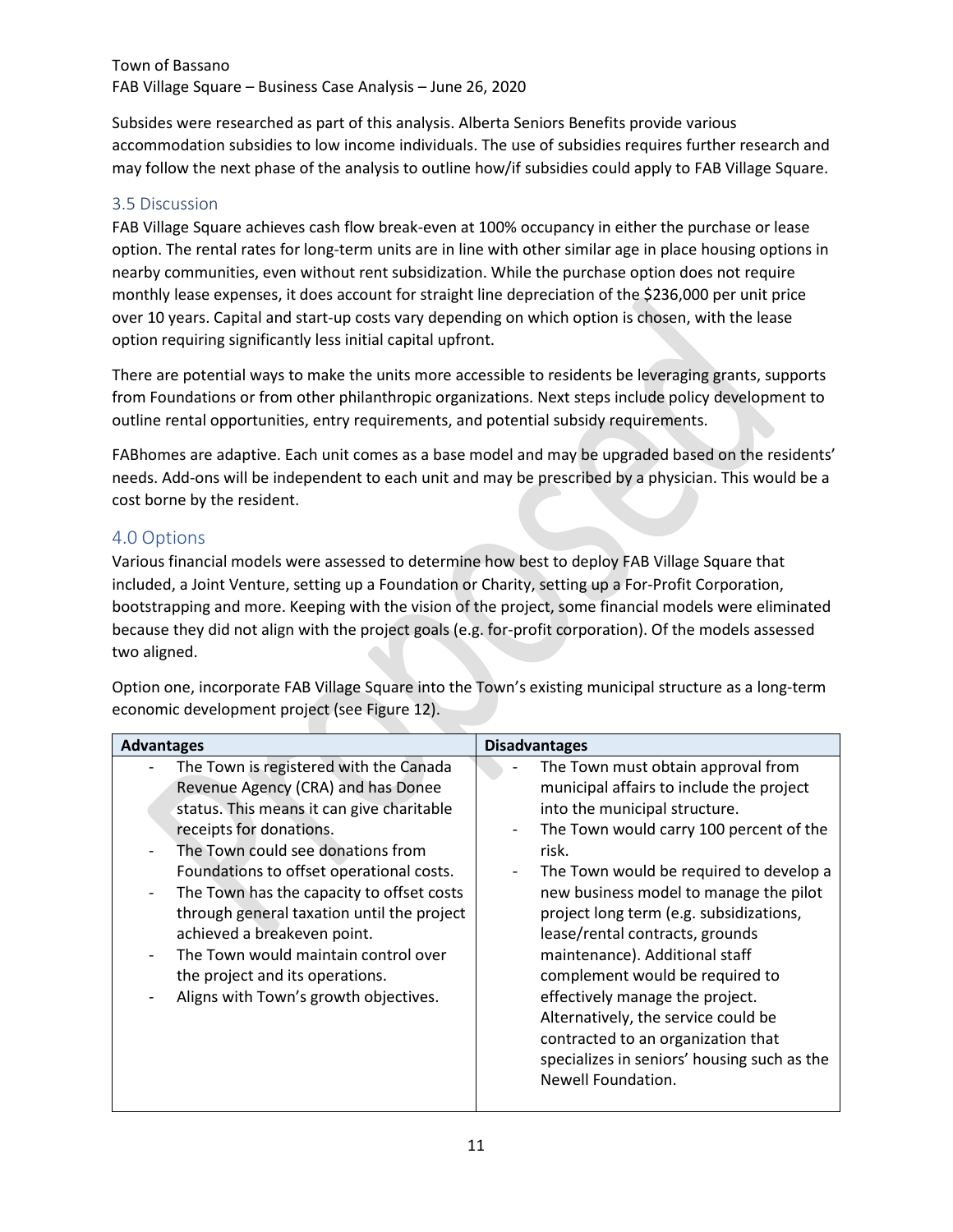Subsides were researched as part of this analysis. Alberta Seniors Benefits provide various accommodation subsidies to low income individuals. The use of subsidies requires further research and may follow the next phase of the analysis to outline how/if subsidies could apply to FAB Village Square.

### 3.5 Discussion

FAB Village Square achieves cash flow break-even at 100% occupancy in either the purchase or lease option. The rental rates for long-term units are in line with other similar age in place housing options in nearby communities, even without rent subsidization. While the purchase option does not require monthly lease expenses, it does account for straight line depreciation of the $236,000 per unit price over 10 years. Capital and start-up costs vary depending on which option is chosen, with the lease option requiring significantly less initial capital upfront.

There are potential ways to make the units more accessible to residents be leveraging grants, supports from Foundations or from other philanthropic organizations. Next steps include policy development to outline rental opportunities, entry requirements, and potential subsidy requirements.

FABhomes are adaptive. Each unit comes as a base model and may be upgraded based on the residents' needs. Add-ons will be independent to each unit and may be prescribed by a physician. This would be a cost borne by the resident.

## 4.0 Options

Various financial models were assessed to determine how best to deploy FAB Village Square that included, a Joint Venture, setting up a Foundation or Charity, setting up a For-Profit Corporation, bootstrapping and more. Keeping with the vision of the project, some financial models were eliminated because they did not align with the project goals (e.g. for-profit corporation). Of the models assessed two aligned.

Option one, incorporate FAB Village Square into the Town's existing municipal structure as a long-term economic development project (see Figure 12).

| Advantages | Disadvantages |
|---|---|
| - The Town is registered with the Canada Revenue Agency (CRA) and has Donee status. This means it can give charitable receipts for donations.<br>- The Town could see donations from Foundations to offset operational costs.<br>- The Town has the capacity to offset costs through general taxation until the project achieved a breakeven point.<br>- The Town would maintain control over the project and its operations.<br>- Aligns with Town's growth objectives. | - The Town must obtain approval from municipal affairs to include the project into the municipal structure.<br>- The Town would carry 100 percent of the risk.<br>- The Town would be required to develop a new business model to manage the pilot project long term (e.g. subsidizations, lease/rental contracts, grounds maintenance). Additional staff complement would be required to effectively manage the project. Alternatively, the service could be contracted to an organization that specializes in seniors' housing such as the Newell Foundation. |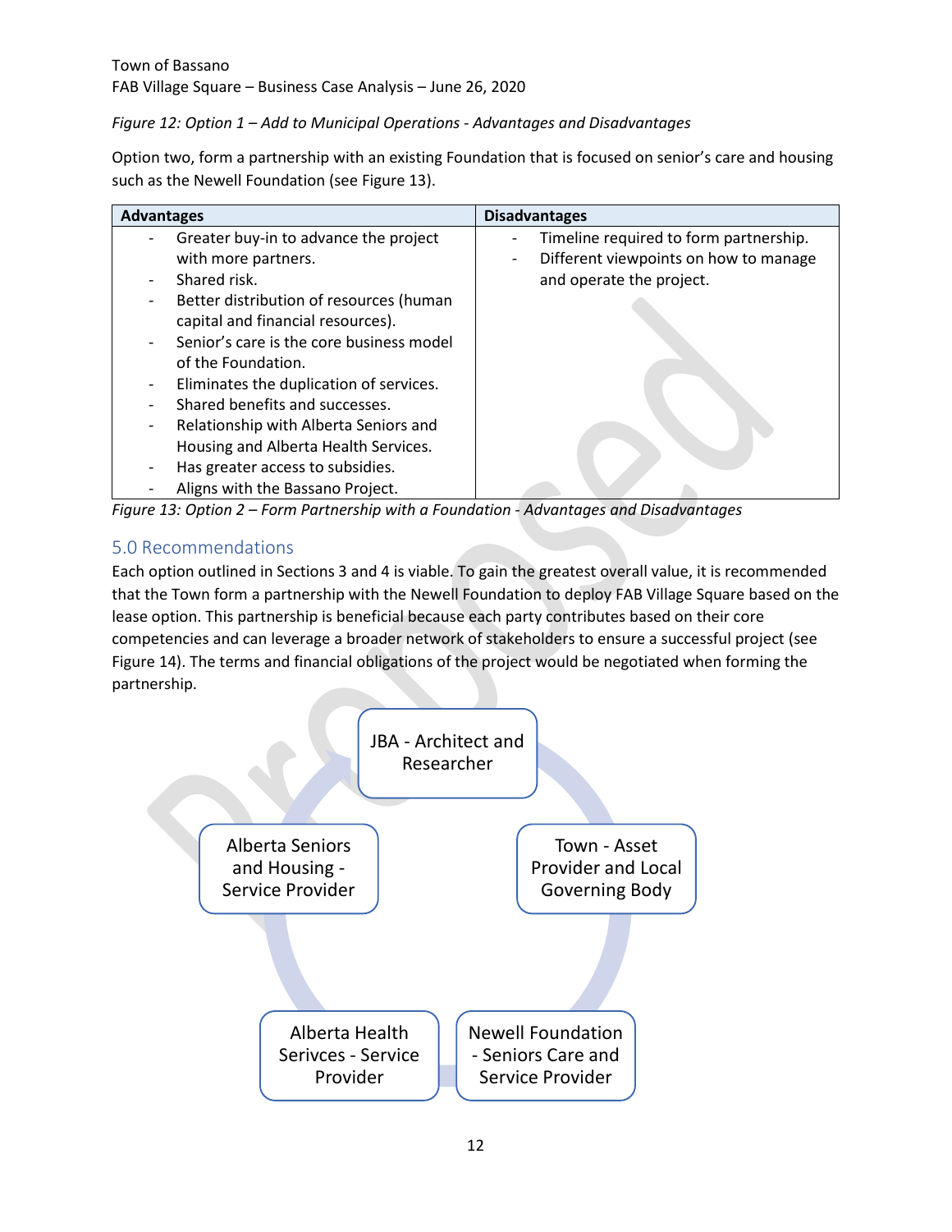*Figure 12: Option 1 – Add to Municipal Operations - Advantages and Disadvantages*

Option two, form a partnership with an existing Foundation that is focused on senior's care and housing such as the Newell Foundation (see Figure 13).

| Advantages | Disadvantages |
|---|---|
| - Greater buy-in to advance the project with more partners.<br>- Shared risk.<br>- Better distribution of resources (human capital and financial resources).<br>- Senior's care is the core business model of the Foundation.<br>- Eliminates the duplication of services.<br>- Shared benefits and successes.<br>- Relationship with Alberta Seniors and Housing and Alberta Health Services.<br>- Has greater access to subsidies.<br>- Aligns with the Bassano Project. | - Timeline required to form partnership.<br>- Different viewpoints on how to manage and operate the project. |

*Figure 13: Option 2 – Form Partnership with a Foundation - Advantages and Disadvantages*

## 5.0 Recommendations

Each option outlined in Sections 3 and 4 is viable. To gain the greatest overall value, it is recommended that the Town form a partnership with the Newell Foundation to deploy FAB Village Square based on the lease option. This partnership is beneficial because each party contributes based on their core competencies and can leverage a broader network of stakeholders to ensure a successful project (see Figure 14). The terms and financial obligations of the project would be negotiated when forming the partnership.

- JBA - Architect and Researcher
- Town - Asset Provider and Local Governing Body
- Newell Foundation - Seniors Care and Service Provider
- Alberta Health Serivces - Service Provider
- Alberta Seniors and Housing - Service Provider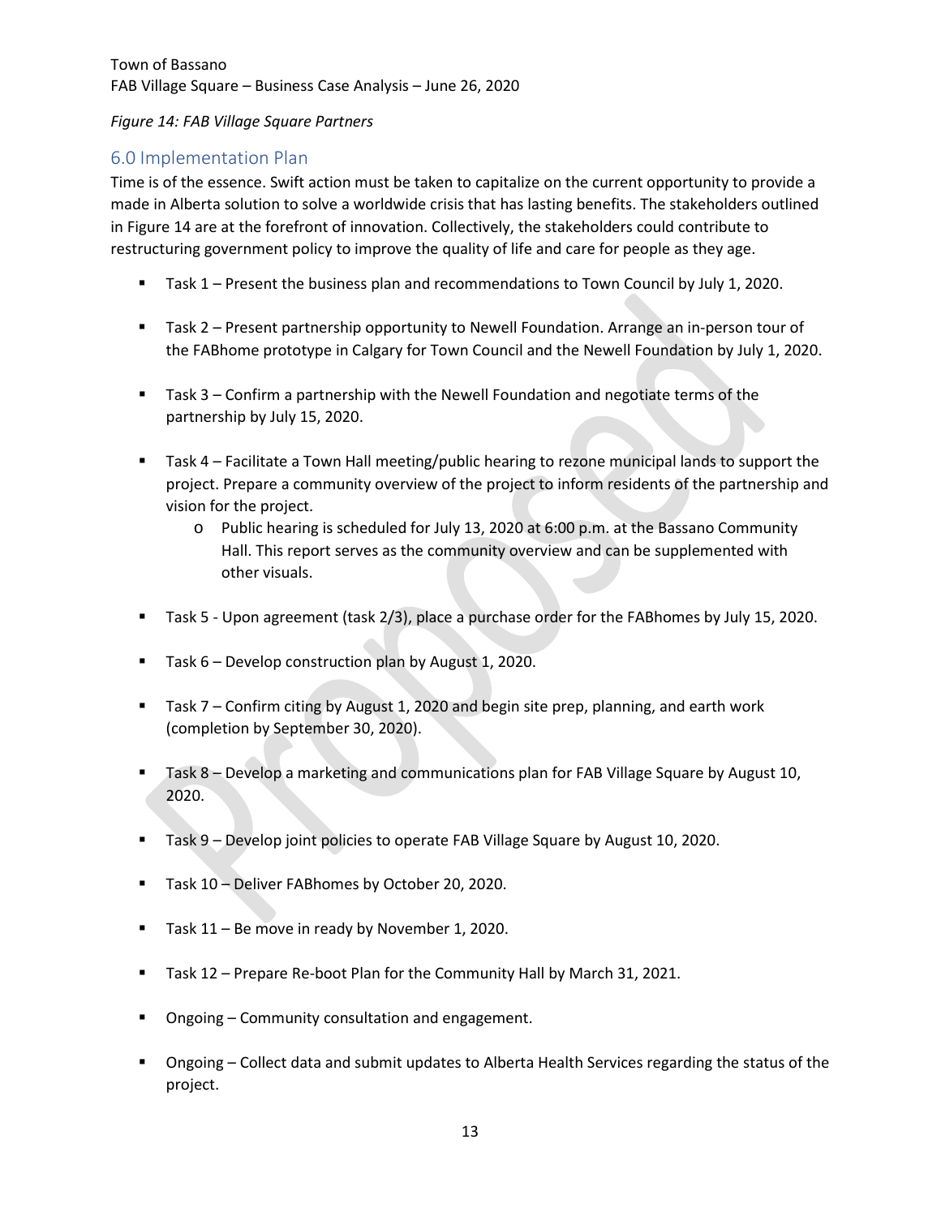*Figure 14: FAB Village Square Partners*

## 6.0 Implementation Plan

Time is of the essence. Swift action must be taken to capitalize on the current opportunity to provide a made in Alberta solution to solve a worldwide crisis that has lasting benefits. The stakeholders outlined in Figure 14 are at the forefront of innovation. Collectively, the stakeholders could contribute to restructuring government policy to improve the quality of life and care for people as they age.

- Task 1 – Present the business plan and recommendations to Town Council by July 1, 2020.
- Task 2 – Present partnership opportunity to Newell Foundation. Arrange an in-person tour of the FABhome prototype in Calgary for Town Council and the Newell Foundation by July 1, 2020.
- Task 3 – Confirm a partnership with the Newell Foundation and negotiate terms of the partnership by July 15, 2020.
- Task 4 – Facilitate a Town Hall meeting/public hearing to rezone municipal lands to support the project. Prepare a community overview of the project to inform residents of the partnership and vision for the project.
  - Public hearing is scheduled for July 13, 2020 at 6:00 p.m. at the Bassano Community Hall. This report serves as the community overview and can be supplemented with other visuals.
- Task 5 - Upon agreement (task 2/3), place a purchase order for the FABhomes by July 15, 2020.
- Task 6 – Develop construction plan by August 1, 2020.
- Task 7 – Confirm citing by August 1, 2020 and begin site prep, planning, and earth work (completion by September 30, 2020).
- Task 8 – Develop a marketing and communications plan for FAB Village Square by August 10, 2020.
- Task 9 – Develop joint policies to operate FAB Village Square by August 10, 2020.
- Task 10 – Deliver FABhomes by October 20, 2020.
- Task 11 – Be move in ready by November 1, 2020.
- Task 12 – Prepare Re-boot Plan for the Community Hall by March 31, 2021.
- Ongoing – Community consultation and engagement.
- Ongoing – Collect data and submit updates to Alberta Health Services regarding the status of the project.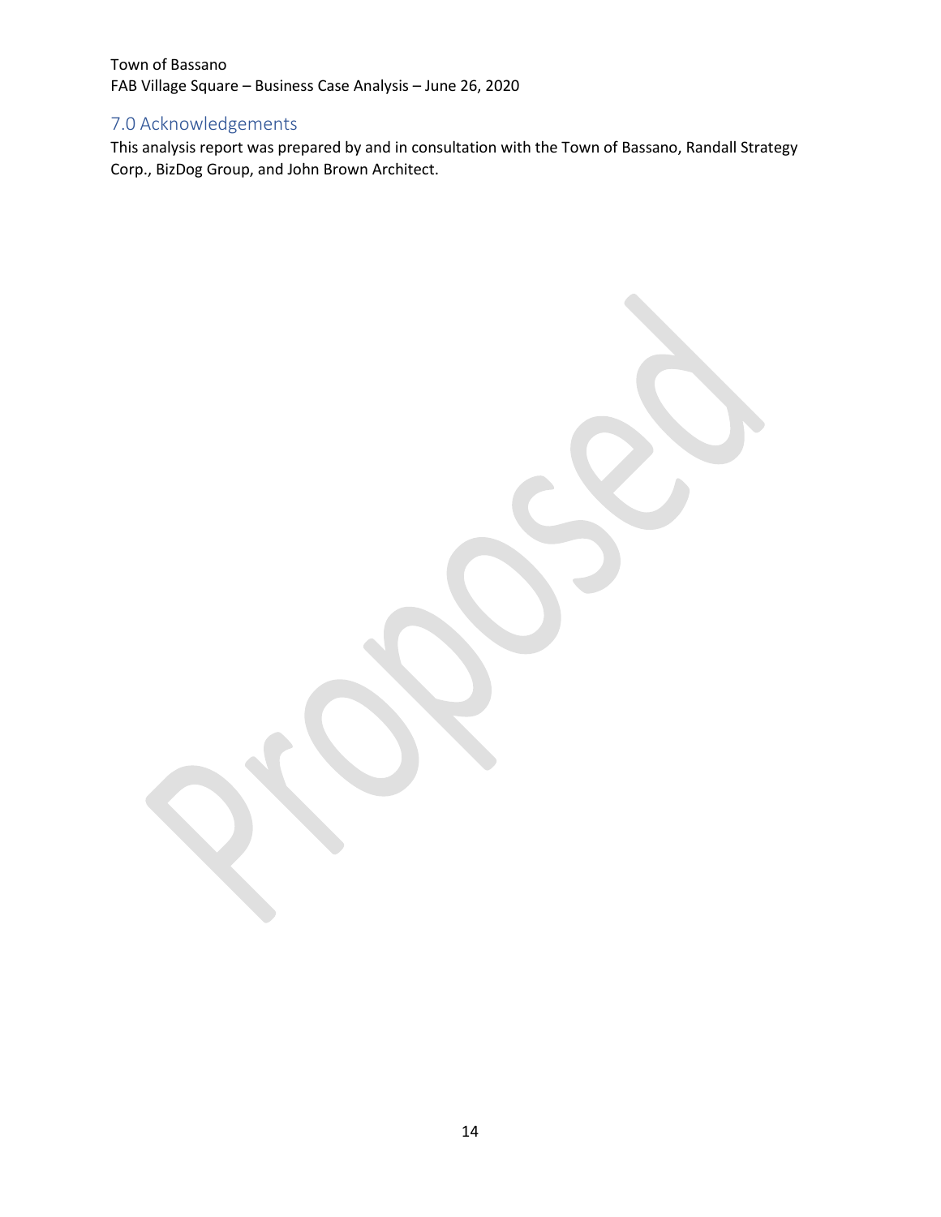## 7.0 Acknowledgements

This analysis report was prepared by and in consultation with the Town of Bassano, Randall Strategy Corp., BizDog Group, and John Brown Architect.